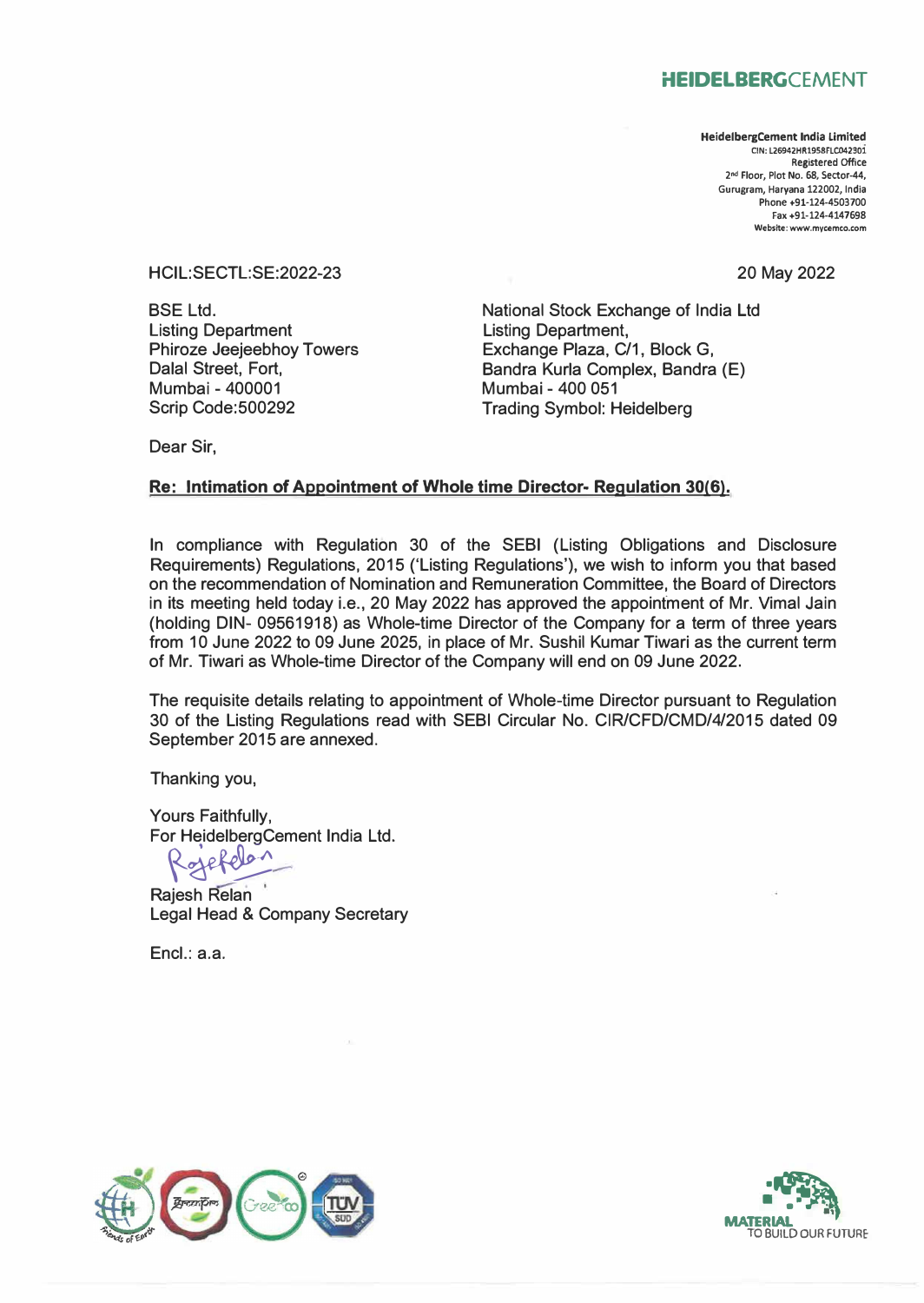**HEIDELBERGCEMENT**

**HeidelbergCement India Limited**
CIN: L26942HR1958FLC042301
Registered Office
2nd Floor, Plot No. 68, Sector-44,
Gurugram, Haryana 122002, India
Phone +91-124-4503700
Fax +91-124-4147698
Website: www.mycemco.com

HCIL:SECTL:SE:2022-23

20 May 2022

BSE Ltd.
Listing Department
Phiroze Jeejeebhoy Towers
Dalal Street, Fort,
Mumbai - 400001
Scrip Code:500292

National Stock Exchange of India Ltd
Listing Department,
Exchange Plaza, C/1, Block G,
Bandra Kurla Complex, Bandra (E)
Mumbai - 400 051
Trading Symbol: Heidelberg

Dear Sir,

**Re: Intimation of Appointment of Whole time Director- Regulation 30(6).**

In compliance with Regulation 30 of the SEBI (Listing Obligations and Disclosure Requirements) Regulations, 2015 ('Listing Regulations'), we wish to inform you that based on the recommendation of Nomination and Remuneration Committee, the Board of Directors in its meeting held today i.e., 20 May 2022 has approved the appointment of Mr. Vimal Jain (holding DIN- 09561918) as Whole-time Director of the Company for a term of three years from 10 June 2022 to 09 June 2025, in place of Mr. Sushil Kumar Tiwari as the current term of Mr. Tiwari as Whole-time Director of the Company will end on 09 June 2022.

The requisite details relating to appointment of Whole-time Director pursuant to Regulation 30 of the Listing Regulations read with SEBI Circular No. CIR/CFD/CMD/4/2015 dated 09 September 2015 are annexed.

Thanking you,

Yours Faithfully,
For HeidelbergCement India Ltd.

Rajesh Relan
Legal Head & Company Secretary

Encl.: a.a.

MATERIAL TO BUILD OUR FUTURE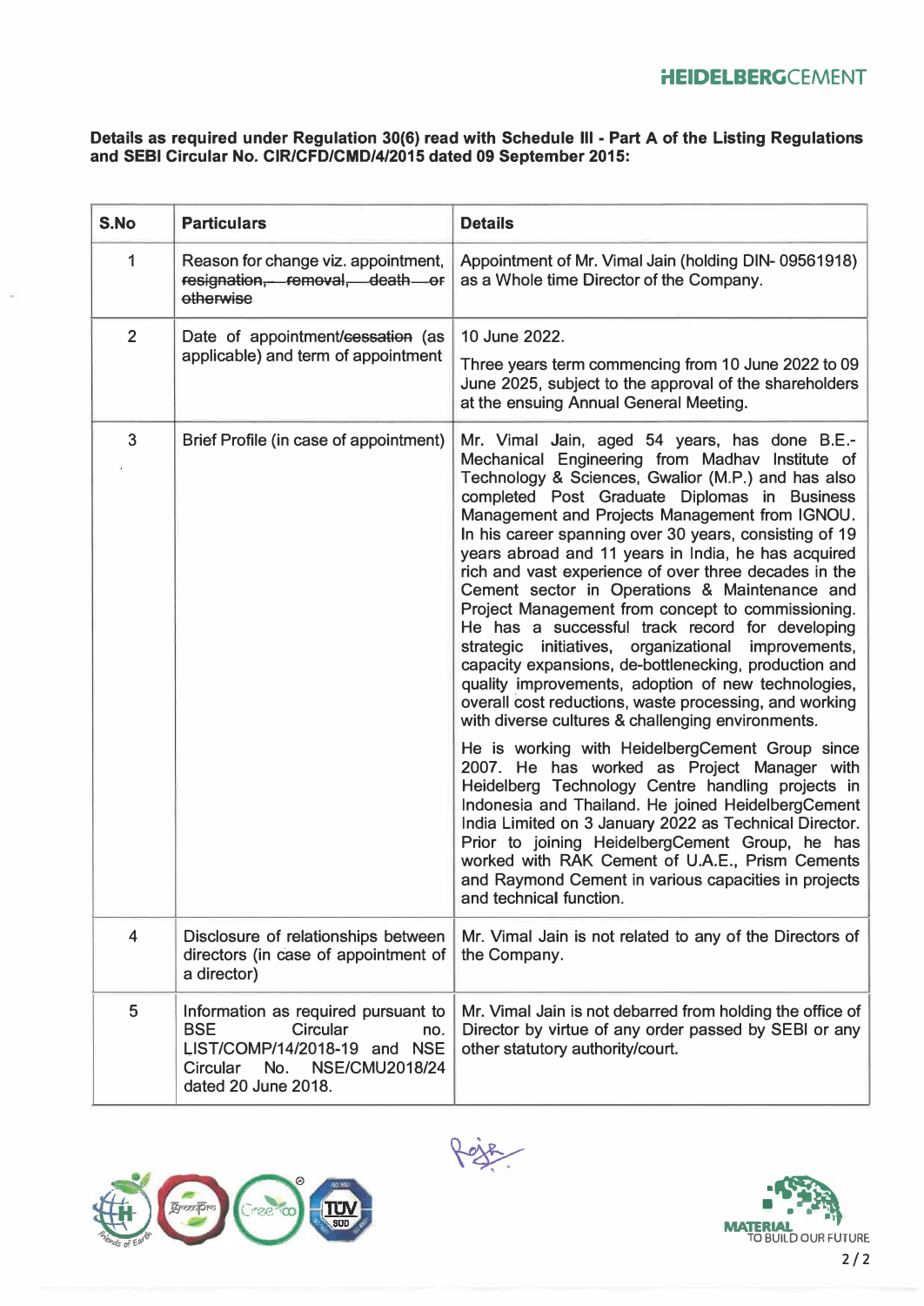**Details as required under Regulation 30(6) read with Schedule III - Part A of the Listing Regulations and SEBI Circular No. CIR/CFD/CMD/4/2015 dated 09 September 2015:**

| S.No | Particulars | Details |
|---|---|---|
| 1 | Reason for change viz. appointment, ~~resignation, removal, death or otherwise~~ | Appointment of Mr. Vimal Jain (holding DIN- 09561918) as a Whole time Director of the Company. |
| 2 | Date of appointment/~~cessation~~ (as applicable) and term of appointment | 10 June 2022.<br><br>Three years term commencing from 10 June 2022 to 09 June 2025, subject to the approval of the shareholders at the ensuing Annual General Meeting. |
| 3 | Brief Profile (in case of appointment) | Mr. Vimal Jain, aged 54 years, has done B.E.-Mechanical Engineering from Madhav Institute of Technology & Sciences, Gwalior (M.P.) and has also completed Post Graduate Diplomas in Business Management and Projects Management from IGNOU. In his career spanning over 30 years, consisting of 19 years abroad and 11 years in India, he has acquired rich and vast experience of over three decades in the Cement sector in Operations & Maintenance and Project Management from concept to commissioning. He has a successful track record for developing strategic initiatives, organizational improvements, capacity expansions, de-bottlenecking, production and quality improvements, adoption of new technologies, overall cost reductions, waste processing, and working with diverse cultures & challenging environments.<br><br>He is working with HeidelbergCement Group since 2007. He has worked as Project Manager with Heidelberg Technology Centre handling projects in Indonesia and Thailand. He joined HeidelbergCement India Limited on 3 January 2022 as Technical Director. Prior to joining HeidelbergCement Group, he has worked with RAK Cement of U.A.E., Prism Cements and Raymond Cement in various capacities in projects and technical function. |
| 4 | Disclosure of relationships between directors (in case of appointment of a director) | Mr. Vimal Jain is not related to any of the Directors of the Company. |
| 5 | Information as required pursuant to BSE Circular no. LIST/COMP/14/2018-19 and NSE Circular No. NSE/CMU2018/24 dated 20 June 2018. | Mr. Vimal Jain is not debarred from holding the office of Director by virtue of any order passed by SEBI or any other statutory authority/court. |

MATERIAL TO BUILD OUR FUTURE